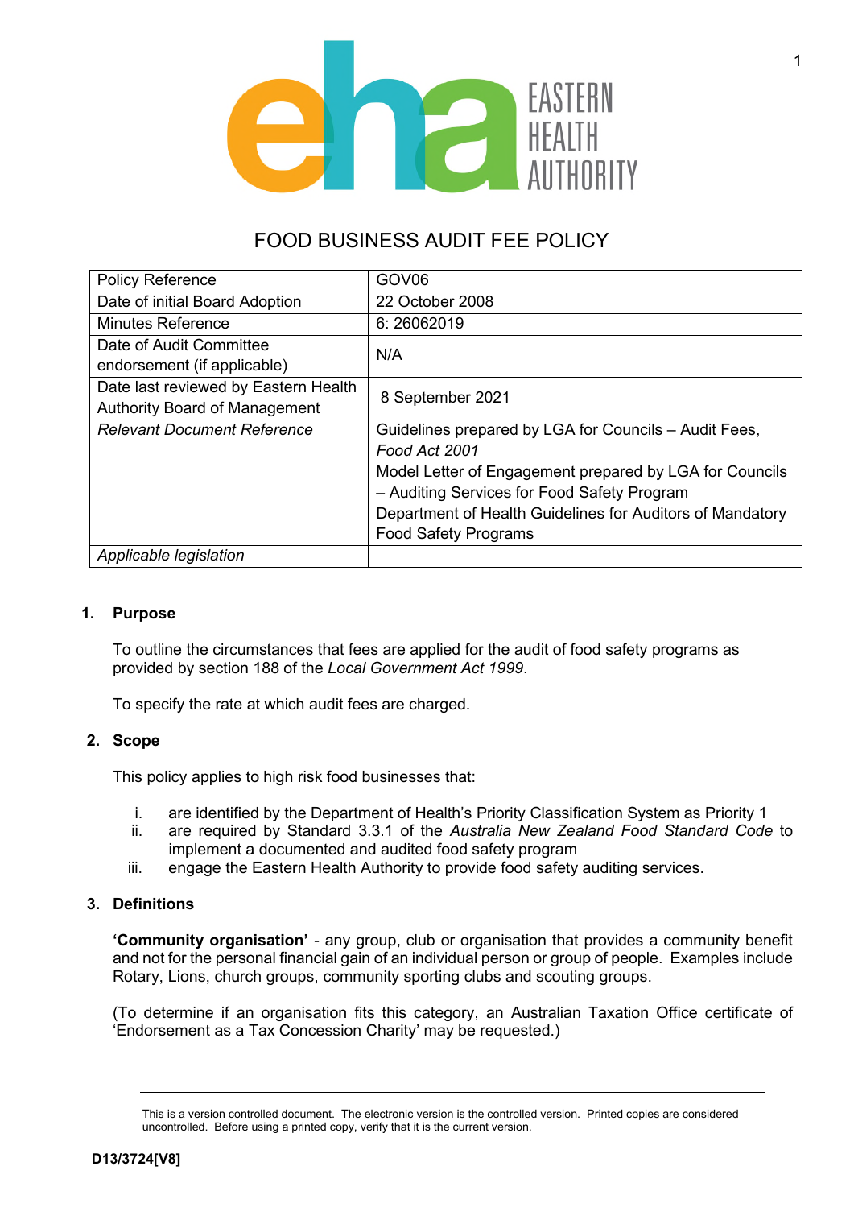EASTERN HEALTH AUTHORITY

# FOOD BUSINESS AUDIT FEE POLICY

| | |
|---|---|
| Policy Reference | GOV06 |
| Date of initial Board Adoption | 22 October 2008 |
| Minutes Reference | 6: 26062019 |
| Date of Audit Committee endorsement (if applicable) | N/A |
| Date last reviewed by Eastern Health Authority Board of Management | 8 September 2021 |
| *Relevant Document Reference* | Guidelines prepared by LGA for Councils – Audit Fees, *Food Act 2001*<br>Model Letter of Engagement prepared by LGA for Councils – Auditing Services for Food Safety Program<br>Department of Health Guidelines for Auditors of Mandatory Food Safety Programs |
| *Applicable legislation* | |

## 1. Purpose

To outline the circumstances that fees are applied for the audit of food safety programs as provided by section 188 of the *Local Government Act 1999*.

To specify the rate at which audit fees are charged.

## 2. Scope

This policy applies to high risk food businesses that:

i. are identified by the Department of Health's Priority Classification System as Priority 1
ii. are required by Standard 3.3.1 of the *Australia New Zealand Food Standard Code* to implement a documented and audited food safety program
iii. engage the Eastern Health Authority to provide food safety auditing services.

## 3. Definitions

**'Community organisation'** - any group, club or organisation that provides a community benefit and not for the personal financial gain of an individual person or group of people. Examples include Rotary, Lions, church groups, community sporting clubs and scouting groups.

(To determine if an organisation fits this category, an Australian Taxation Office certificate of 'Endorsement as a Tax Concession Charity' may be requested.)

This is a version controlled document. The electronic version is the controlled version. Printed copies are considered uncontrolled. Before using a printed copy, verify that it is the current version.

D13/3724[V8]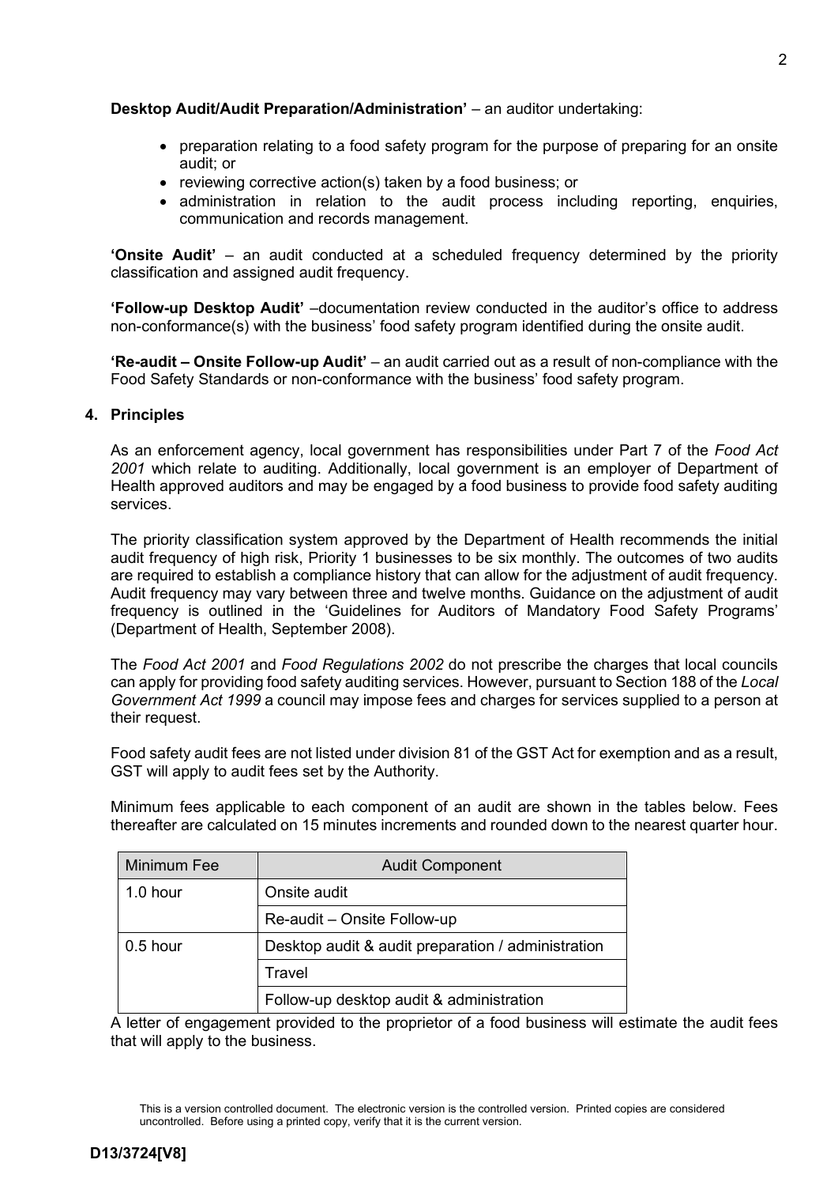**Desktop Audit/Audit Preparation/Administration'** – an auditor undertaking:

- preparation relating to a food safety program for the purpose of preparing for an onsite audit; or
- reviewing corrective action(s) taken by a food business; or
- administration in relation to the audit process including reporting, enquiries, communication and records management.

**'Onsite Audit'** – an audit conducted at a scheduled frequency determined by the priority classification and assigned audit frequency.

**'Follow-up Desktop Audit'** –documentation review conducted in the auditor's office to address non-conformance(s) with the business' food safety program identified during the onsite audit.

**'Re-audit – Onsite Follow-up Audit'** – an audit carried out as a result of non-compliance with the Food Safety Standards or non-conformance with the business' food safety program.

## 4. Principles

As an enforcement agency, local government has responsibilities under Part 7 of the *Food Act 2001* which relate to auditing. Additionally, local government is an employer of Department of Health approved auditors and may be engaged by a food business to provide food safety auditing services.

The priority classification system approved by the Department of Health recommends the initial audit frequency of high risk, Priority 1 businesses to be six monthly. The outcomes of two audits are required to establish a compliance history that can allow for the adjustment of audit frequency. Audit frequency may vary between three and twelve months. Guidance on the adjustment of audit frequency is outlined in the 'Guidelines for Auditors of Mandatory Food Safety Programs' (Department of Health, September 2008).

The *Food Act 2001* and *Food Regulations 2002* do not prescribe the charges that local councils can apply for providing food safety auditing services. However, pursuant to Section 188 of the *Local Government Act 1999* a council may impose fees and charges for services supplied to a person at their request.

Food safety audit fees are not listed under division 81 of the GST Act for exemption and as a result, GST will apply to audit fees set by the Authority.

Minimum fees applicable to each component of an audit are shown in the tables below. Fees thereafter are calculated on 15 minutes increments and rounded down to the nearest quarter hour.

| Minimum Fee | Audit Component |
|---|---|
| 1.0 hour | Onsite audit |
| | Re-audit – Onsite Follow-up |
| 0.5 hour | Desktop audit & audit preparation / administration |
| | Travel |
| | Follow-up desktop audit & administration |

A letter of engagement provided to the proprietor of a food business will estimate the audit fees that will apply to the business.

This is a version controlled document. The electronic version is the controlled version. Printed copies are considered uncontrolled. Before using a printed copy, verify that it is the current version.

**D13/3724[V8]**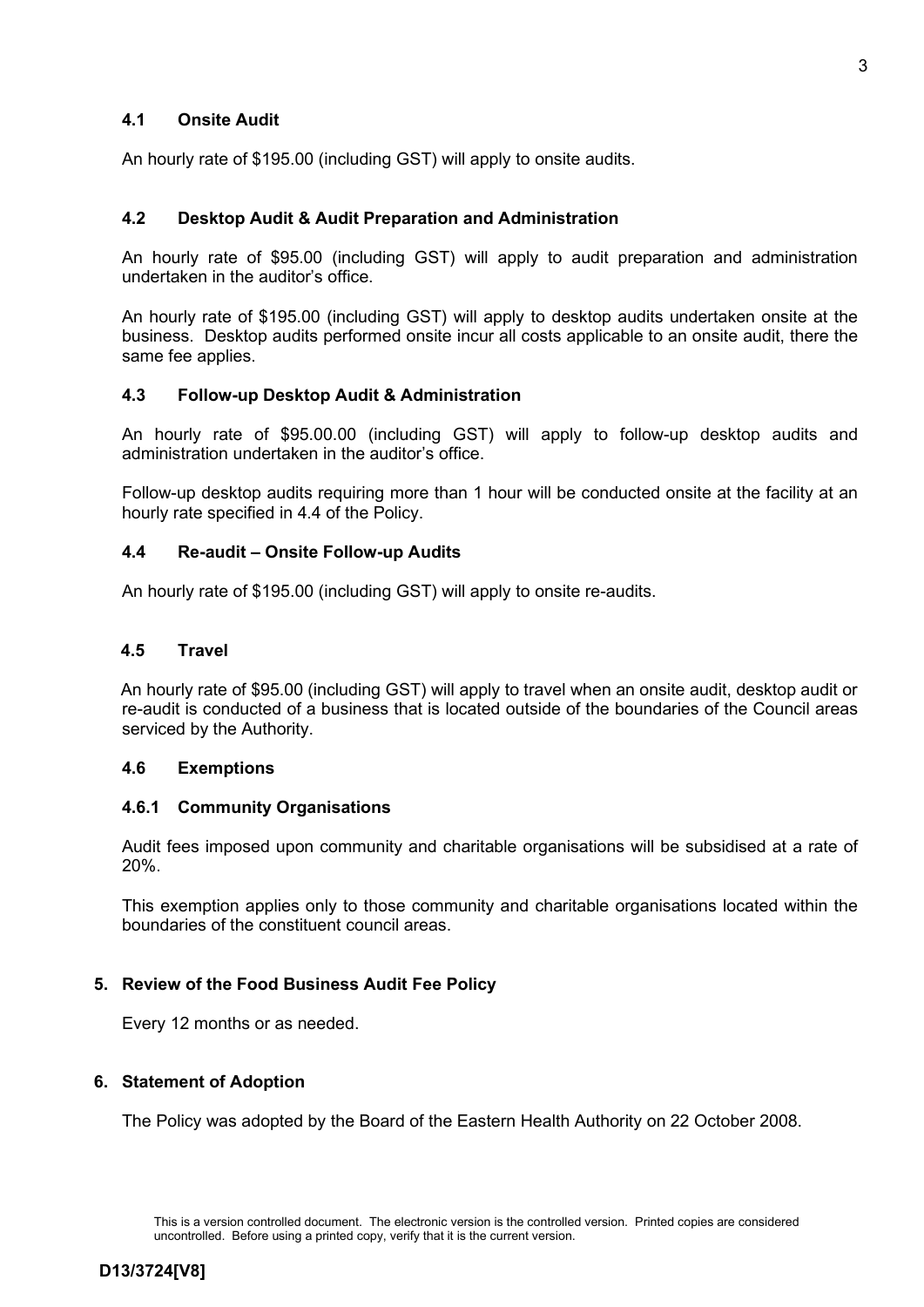### 4.1 Onsite Audit

An hourly rate of $195.00 (including GST) will apply to onsite audits.

### 4.2 Desktop Audit & Audit Preparation and Administration

An hourly rate of $95.00 (including GST) will apply to audit preparation and administration undertaken in the auditor's office.

An hourly rate of $195.00 (including GST) will apply to desktop audits undertaken onsite at the business. Desktop audits performed onsite incur all costs applicable to an onsite audit, there the same fee applies.

### 4.3 Follow-up Desktop Audit & Administration

An hourly rate of $95.00.00 (including GST) will apply to follow-up desktop audits and administration undertaken in the auditor's office.

Follow-up desktop audits requiring more than 1 hour will be conducted onsite at the facility at an hourly rate specified in 4.4 of the Policy.

### 4.4 Re-audit – Onsite Follow-up Audits

An hourly rate of $195.00 (including GST) will apply to onsite re-audits.

### 4.5 Travel

An hourly rate of $95.00 (including GST) will apply to travel when an onsite audit, desktop audit or re-audit is conducted of a business that is located outside of the boundaries of the Council areas serviced by the Authority.

### 4.6 Exemptions

#### 4.6.1 Community Organisations

Audit fees imposed upon community and charitable organisations will be subsidised at a rate of 20%.

This exemption applies only to those community and charitable organisations located within the boundaries of the constituent council areas.

## 5. Review of the Food Business Audit Fee Policy

Every 12 months or as needed.

## 6. Statement of Adoption

The Policy was adopted by the Board of the Eastern Health Authority on 22 October 2008.

This is a version controlled document. The electronic version is the controlled version. Printed copies are considered uncontrolled. Before using a printed copy, verify that it is the current version.

**D13/3724[V8]**